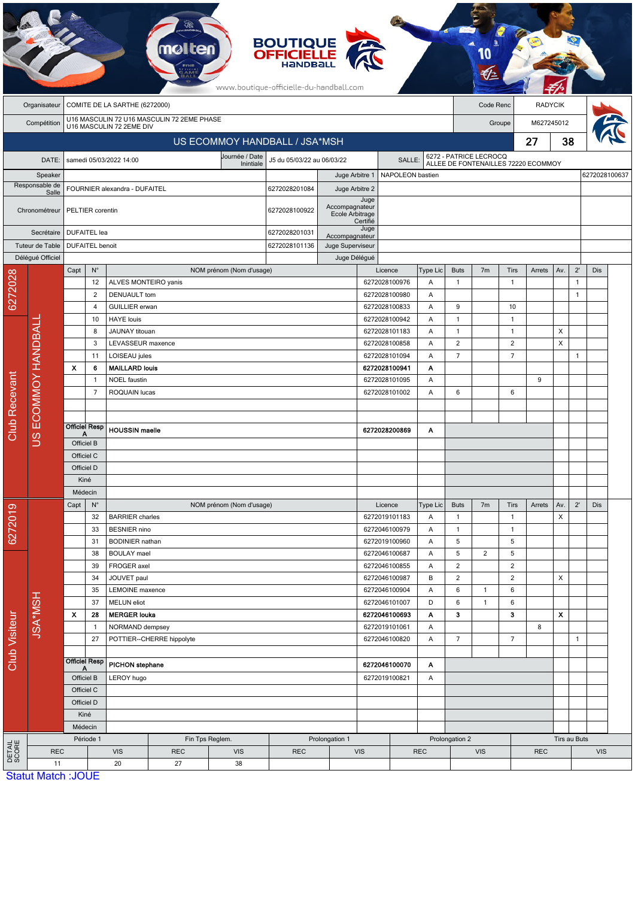BOUTIQUE OFFICIELLE HANDBALL

www.boutique-officielle-du-handball.com

| | | | |
|---|---|---|---|
| Organisateur | COMITE DE LA SARTHE (6272000) | Code Renc | RADYCIK |
| Compétition | U16 MASCULIN 72 U16 MASCULIN 72 2EME PHASE U16 MASCULIN 72 2EME DIV | Groupe | M627245012 |

## US ECOMMOY HANDBALL / JSA*MSH — 27 / 38

| | | | | | |
|---|---|---|---|---|---|
| DATE: | samedi 05/03/2022 14:00 | Journée / Date Initiale | J5 du 05/03/22 au 06/03/22 | SALLE: | 6272 - PATRICE LECROCQ ALLEE DE FONTENAILLES 72220 ECOMMOY |

| Rôle | Nom | Licence | Rôle | Nom | Licence |
|---|---|---|---|---|---|
| Speaker | | | Juge Arbitre 1 | NAPOLEON bastien | 6272028100637 |
| Responsable de Salle | FOURNIER alexandra - DUFAITEL | 6272028201084 | Juge Arbitre 2 | | |
| Chronométreur | PELTIER corentin | 6272028100922 | Juge Accompagnateur Ecole Arbitrage Certifié | | |
| Secrétaire | DUFAITEL lea | 6272028201031 | Juge Accompagnateur | | |
| Tuteur de Table | DUFAITEL benoit | 6272028101136 | Juge Superviseur | | |
| Délégué Officiel | | | Juge Délégué | | |

### Club Recevant — 6272028 — US ECOMMOY HANDBALL

| Capt | N° | NOM prénom (Nom d'usage) | Licence | Type Lic | Buts | 7m | Tirs | Arrets | Av. | 2' | Dis |
|---|---|---|---|---|---|---|---|---|---|---|---|
| | 12 | ALVES MONTEIRO yanis | 6272028100976 | A | 1 | | 1 | | | 1 | |
| | 2 | DENUAULT tom | 6272028100980 | A | | | | | | 1 | |
| | 4 | GUILLIER erwan | 6272028100833 | A | 9 | | 10 | | | | |
| | 10 | HAYE louis | 6272028100942 | A | 1 | | 1 | | | | |
| | 8 | JAUNAY titouan | 6272028101183 | A | 1 | | 1 | | X | | |
| | 3 | LEVASSEUR maxence | 6272028100858 | A | 2 | | 2 | | X | | |
| | 11 | LOISEAU jules | 6272028101094 | A | 7 | | 7 | | | 1 | |
| X | 6 | **MAILLARD louis** | **6272028100941** | **A** | | | | | | | |
| | 1 | NOEL faustin | 6272028101095 | A | | | | 9 | | | |
| | 7 | ROQUAIN lucas | 6272028101002 | A | 6 | | 6 | | | | |
| Officiel Resp A | | **HOUSSIN maelle** | **6272028200869** | **A** | | | | | | | |
| Officiel B | | | | | | | | | | | |
| Officiel C | | | | | | | | | | | |
| Officiel D | | | | | | | | | | | |
| Kiné | | | | | | | | | | | |
| Médecin | | | | | | | | | | | |

### Club Visiteur — 6272019 — JSA*MSH

| Capt | N° | NOM prénom (Nom d'usage) | Licence | Type Lic | Buts | 7m | Tirs | Arrets | Av. | 2' | Dis |
|---|---|---|---|---|---|---|---|---|---|---|---|
| | 32 | BARRIER charles | 6272019101183 | A | 1 | | 1 | | X | | |
| | 33 | BESNIER nino | 6272046100979 | A | 1 | | 1 | | | | |
| | 31 | BODINIER nathan | 6272019100960 | A | 5 | | 5 | | | | |
| | 38 | BOULAY mael | 6272046100687 | A | 5 | 2 | 5 | | | | |
| | 39 | FROGER axel | 6272046100855 | A | 2 | | 2 | | | | |
| | 34 | JOUVET paul | 6272046100987 | B | 2 | | 2 | | X | | |
| | 35 | LEMOINE maxence | 6272046100904 | A | 6 | 1 | 6 | | | | |
| | 37 | MELUN eliot | 6272046101007 | D | 6 | 1 | 6 | | | | |
| X | 28 | **MERGER louka** | **6272046100693** | **A** | **3** | | **3** | | **X** | | |
| | 1 | NORMAND dempsey | 6272019101061 | A | | | | 8 | | | |
| | 27 | POTTIER--CHERRE hippolyte | 6272046100820 | A | 7 | | 7 | | | 1 | |
| Officiel Resp A | | **PICHON stephane** | **6272046100070** | **A** | | | | | | | |
| Officiel B | | LEROY hugo | 6272019100821 | A | | | | | | | |
| Officiel C | | | | | | | | | | | |
| Officiel D | | | | | | | | | | | |
| Kiné | | | | | | | | | | | |
| Médecin | | | | | | | | | | | |

### DETAIL SCORE

| Période 1 | | Fin Tps Reglem. | | Prolongation 1 | | Prolongation 2 | | Tirs au Buts | |
|---|---|---|---|---|---|---|---|---|---|
| REC | VIS | REC | VIS | REC | VIS | REC | VIS | REC | VIS |
| 11 | 20 | 27 | 38 | | | | | | |

Statut Match :JOUE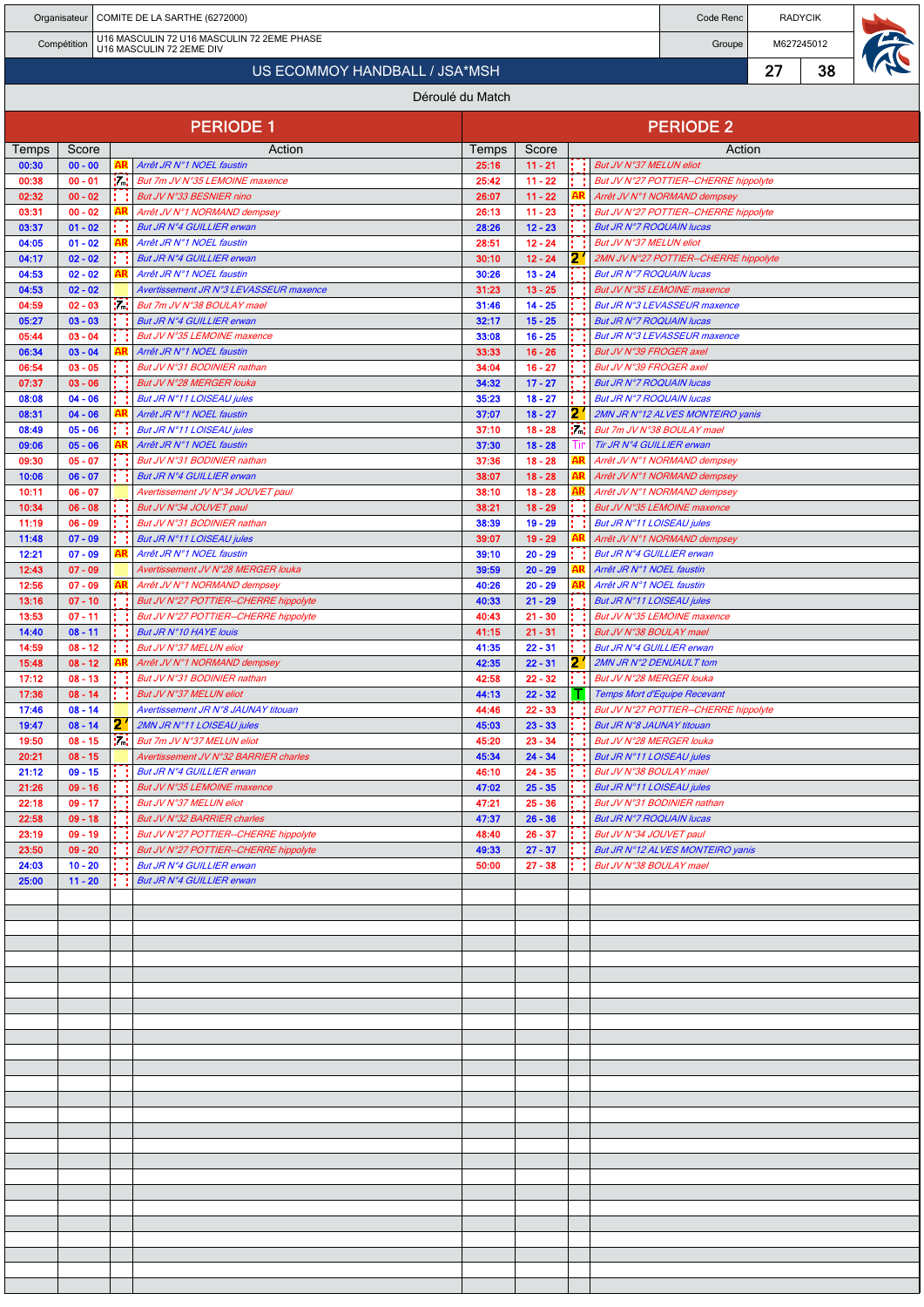| Organisateur | COMITE DE LA SARTHE (6272000) | Code Renc | RADYCIK |
| --- | --- | --- | --- |
| Compétition | U16 MASCULIN 72 U16 MASCULIN 72 2EME PHASE U16 MASCULIN 72 2EME DIV | Groupe | M627245012 |

## US ECOMMOY HANDBALL / JSA*MSH — 27 / 38

### Déroulé du Match

| PERIODE 1 | | | | PERIODE 2 | | | |
| --- | --- | --- | --- | --- | --- | --- | --- |
| Temps | Score | | Action | Temps | Score | | Action |
| 00:30 | 00 - 00 | AR | Arrêt JR N°1 NOEL faustin | 25:16 | 11 - 21 | | But JV N°37 MELUN eliot |
| 00:38 | 00 - 01 | 7m | But 7m JV N°35 LEMOINE maxence | 25:42 | 11 - 22 | | But JV N°27 POTTIER--CHERRE hippolyte |
| 02:32 | 00 - 02 | | But JV N°33 BESNIER nino | 26:07 | 11 - 22 | AR | Arrêt JV N°1 NORMAND dempsey |
| 03:31 | 00 - 02 | AR | Arrêt JV N°1 NORMAND dempsey | 26:13 | 11 - 23 | | But JV N°27 POTTIER--CHERRE hippolyte |
| 03:37 | 01 - 02 | | But JR N°4 GUILLIER erwan | 28:26 | 12 - 23 | | But JR N°7 ROQUAIN lucas |
| 04:05 | 01 - 02 | AR | Arrêt JR N°1 NOEL faustin | 28:51 | 12 - 24 | | But JV N°37 MELUN eliot |
| 04:17 | 02 - 02 | | But JR N°4 GUILLIER erwan | 30:10 | 12 - 24 | 2' | 2MN JV N°27 POTTIER--CHERRE hippolyte |
| 04:53 | 02 - 02 | AR | Arrêt JR N°1 NOEL faustin | 30:26 | 13 - 24 | | But JR N°7 ROQUAIN lucas |
| 04:53 | 02 - 02 | | Avertissement JR N°3 LEVASSEUR maxence | 31:23 | 13 - 25 | | But JV N°35 LEMOINE maxence |
| 04:59 | 02 - 03 | 7m | But 7m JV N°38 BOULAY mael | 31:46 | 14 - 25 | | But JR N°3 LEVASSEUR maxence |
| 05:27 | 03 - 03 | | But JR N°4 GUILLIER erwan | 32:17 | 15 - 25 | | But JR N°7 ROQUAIN lucas |
| 05:44 | 03 - 04 | | But JV N°35 LEMOINE maxence | 33:08 | 16 - 25 | | But JR N°3 LEVASSEUR maxence |
| 06:34 | 03 - 04 | AR | Arrêt JR N°1 NOEL faustin | 33:33 | 16 - 26 | | But JV N°39 FROGER axel |
| 06:54 | 03 - 05 | | But JV N°31 BODINIER nathan | 34:04 | 16 - 27 | | But JV N°39 FROGER axel |
| 07:37 | 03 - 06 | | But JV N°28 MERGER louka | 34:32 | 17 - 27 | | But JR N°7 ROQUAIN lucas |
| 08:08 | 04 - 06 | | But JR N°11 LOISEAU jules | 35:23 | 18 - 27 | | But JR N°7 ROQUAIN lucas |
| 08:31 | 04 - 06 | AR | Arrêt JR N°1 NOEL faustin | 37:07 | 18 - 27 | 2' | 2MN JR N°12 ALVES MONTEIRO yanis |
| 08:49 | 05 - 06 | | But JR N°11 LOISEAU jules | 37:10 | 18 - 28 | 7m | But 7m JV N°38 BOULAY mael |
| 09:06 | 05 - 06 | AR | Arrêt JR N°1 NOEL faustin | 37:30 | 18 - 28 | Tir | Tir JR N°4 GUILLIER erwan |
| 09:30 | 05 - 07 | | But JV N°31 BODINIER nathan | 37:36 | 18 - 28 | AR | Arrêt JV N°1 NORMAND dempsey |
| 10:06 | 06 - 07 | | But JR N°4 GUILLIER erwan | 38:07 | 18 - 28 | AR | Arrêt JV N°1 NORMAND dempsey |
| 10:11 | 06 - 07 | | Avertissement JV N°34 JOUVET paul | 38:10 | 18 - 28 | AR | Arrêt JV N°1 NORMAND dempsey |
| 10:34 | 06 - 08 | | But JV N°34 JOUVET paul | 38:21 | 18 - 29 | | But JV N°35 LEMOINE maxence |
| 11:19 | 06 - 09 | | But JV N°31 BODINIER nathan | 38:39 | 19 - 29 | | But JR N°11 LOISEAU jules |
| 11:48 | 07 - 09 | | But JR N°11 LOISEAU jules | 39:07 | 19 - 29 | AR | Arrêt JV N°1 NORMAND dempsey |
| 12:21 | 07 - 09 | AR | Arrêt JR N°1 NOEL faustin | 39:10 | 20 - 29 | | But JR N°4 GUILLIER erwan |
| 12:43 | 07 - 09 | | Avertissement JV N°28 MERGER louka | 39:59 | 20 - 29 | AR | Arrêt JR N°1 NOEL faustin |
| 12:56 | 07 - 09 | AR | Arrêt JV N°1 NORMAND dempsey | 40:26 | 20 - 29 | AR | Arrêt JR N°1 NOEL faustin |
| 13:16 | 07 - 10 | | But JV N°27 POTTIER--CHERRE hippolyte | 40:33 | 21 - 29 | | But JR N°11 LOISEAU jules |
| 13:53 | 07 - 11 | | But JV N°27 POTTIER--CHERRE hippolyte | 40:43 | 21 - 30 | | But JV N°35 LEMOINE maxence |
| 14:40 | 08 - 11 | | But JR N°10 HAYE louis | 41:15 | 21 - 31 | | But JV N°38 BOULAY mael |
| 14:59 | 08 - 12 | | But JV N°37 MELUN eliot | 41:35 | 22 - 31 | | But JR N°4 GUILLIER erwan |
| 15:48 | 08 - 12 | AR | Arrêt JV N°1 NORMAND dempsey | 42:35 | 22 - 31 | 2' | 2MN JR N°2 DENAULT tom |
| 17:12 | 08 - 13 | | But JV N°31 BODINIER nathan | 42:58 | 22 - 32 | | But JV N°28 MERGER louka |
| 17:36 | 08 - 14 | | But JV N°37 MELUN eliot | 44:13 | 22 - 32 | T | Temps Mort d'Equipe Recevant |
| 17:46 | 08 - 14 | | Avertissement JR N°8 JAUNAY titouan | 44:46 | 22 - 33 | | But JV N°27 POTTIER--CHERRE hippolyte |
| 19:47 | 08 - 14 | 2' | 2MN JR N°11 LOISEAU jules | 45:03 | 23 - 33 | | But JR N°8 JAUNAY titouan |
| 19:50 | 08 - 15 | 7m | But 7m JV N°37 MELUN eliot | 45:20 | 23 - 34 | | But JV N°28 MERGER louka |
| 20:21 | 08 - 15 | | Avertissement JV N°32 BARRIER charles | 45:34 | 24 - 34 | | But JR N°11 LOISEAU jules |
| 21:12 | 09 - 15 | | But JR N°4 GUILLIER erwan | 46:10 | 24 - 35 | | But JV N°38 BOULAY mael |
| 21:26 | 09 - 16 | | But JV N°35 LEMOINE maxence | 47:02 | 25 - 35 | | But JR N°11 LOISEAU jules |
| 22:18 | 09 - 17 | | But JV N°37 MELUN eliot | 47:21 | 25 - 36 | | But JV N°31 BODINIER nathan |
| 22:58 | 09 - 18 | | But JV N°32 BARRIER charles | 47:37 | 26 - 36 | | But JR N°7 ROQUAIN lucas |
| 23:19 | 09 - 19 | | But JV N°27 POTTIER--CHERRE hippolyte | 48:40 | 26 - 37 | | But JV N°34 JOUVET paul |
| 23:50 | 09 - 20 | | But JV N°27 POTTIER--CHERRE hippolyte | 49:33 | 27 - 37 | | But JR N°12 ALVES MONTEIRO yanis |
| 24:03 | 10 - 20 | | But JR N°4 GUILLIER erwan | 50:00 | 27 - 38 | | But JV N°38 BOULAY mael |
| 25:00 | 11 - 20 | | But JR N°4 GUILLIER erwan | | | | |